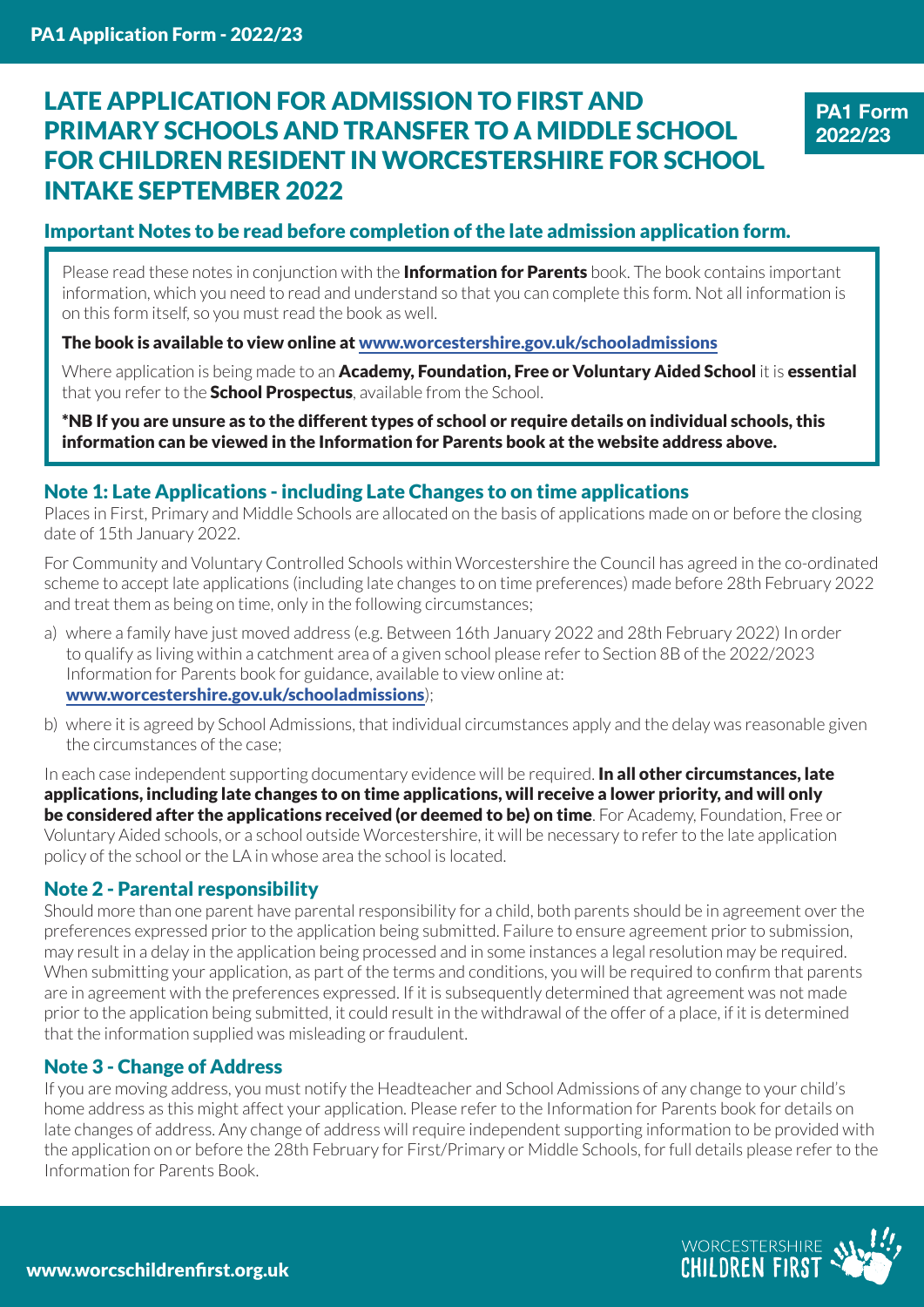# LATE APPLICATION FOR ADMISSION TO FIRST AND PRIMARY SCHOOLS AND TRANSFER TO A MIDDLE SCHOOL FOR CHILDREN RESIDENT IN WORCESTERSHIRE FOR SCHOOL INTAKE SEPTEMBER 2022

**PA1 Form 2022/23**

## Important Notes to be read before completion of the late admission application form.

Please read these notes in conjunction with the **Information for Parents** book. The book contains important information, which you need to read and understand so that you can complete this form. Not all information is on this form itself, so you must read the book as well.

**The book is available to view online at www.worcestershire.gov.uk/schooladmissions**

Where application is being made to an **Academy, Foundation, Free or Voluntary Aided School** it is **essential** that you refer to the **School Prospectus**, available from the School.

**\*NB If you are unsure as to the different types of school or require details on individual schools, this information can be viewed in the Information for Parents book at the website address above.**

### Note 1: Late Applications - including Late Changes to on time applications

Places in First, Primary and Middle Schools are allocated on the basis of applications made on or before the closing date of 15th January 2022.

For Community and Voluntary Controlled Schools within Worcestershire the Council has agreed in the co-ordinated scheme to accept late applications (including late changes to on time preferences) made before 28th February 2022 and treat them as being on time, only in the following circumstances;

a) where a family have just moved address (e.g. Between 16th January 2022 and 28th February 2022) In order to qualify as living within a catchment area of a given school please refer to Section 8B of the 2022/2023 Information for Parents book for guidance, available to view online at: **www.worcestershire.gov.uk/schooladmissions**);

b) where it is agreed by School Admissions, that individual circumstances apply and the delay was reasonable given the circumstances of the case;

In each case independent supporting documentary evidence will be required. **In all other circumstances, late applications, including late changes to on time applications, will receive a lower priority, and will only be considered after the applications received (or deemed to be) on time**. For Academy, Foundation, Free or Voluntary Aided schools, or a school outside Worcestershire, it will be necessary to refer to the late application policy of the school or the LA in whose area the school is located.

### Note 2 - Parental responsibility

Should more than one parent have parental responsibility for a child, both parents should be in agreement over the preferences expressed prior to the application being submitted. Failure to ensure agreement prior to submission, may result in a delay in the application being processed and in some instances a legal resolution may be required. When submitting your application, as part of the terms and conditions, you will be required to confirm that parents are in agreement with the preferences expressed. If it is subsequently determined that agreement was not made prior to the application being submitted, it could result in the withdrawal of the offer of a place, if it is determined that the information supplied was misleading or fraudulent.

### Note 3 - Change of Address

If you are moving address, you must notify the Headteacher and School Admissions of any change to your child's home address as this might affect your application. Please refer to the Information for Parents book for details on late changes of address. Any change of address will require independent supporting information to be provided with the application on or before the 28th February for First/Primary or Middle Schools, for full details please refer to the Information for Parents Book.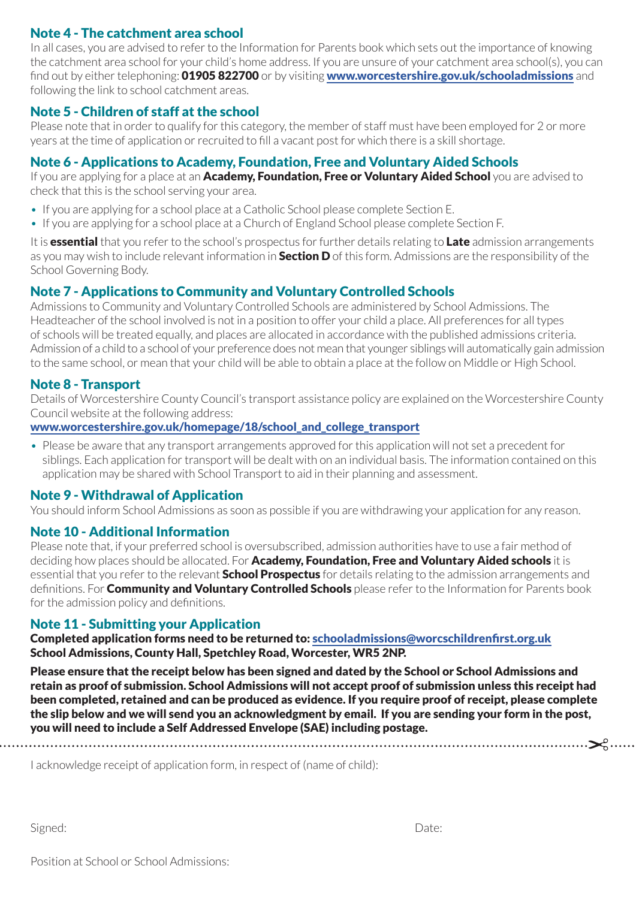## Note 4 - The catchment area school

In all cases, you are advised to refer to the Information for Parents book which sets out the importance of knowing the catchment area school for your child's home address. If you are unsure of your catchment area school(s), you can find out by either telephoning: **01905 822700** or by visiting **www.worcestershire.gov.uk/schooladmissions** and following the link to school catchment areas.

## Note 5 - Children of staff at the school

Please note that in order to qualify for this category, the member of staff must have been employed for 2 or more years at the time of application or recruited to fill a vacant post for which there is a skill shortage.

## Note 6 - Applications to Academy, Foundation, Free and Voluntary Aided Schools

If you are applying for a place at an **Academy, Foundation, Free or Voluntary Aided School** you are advised to check that this is the school serving your area.

- If you are applying for a school place at a Catholic School please complete Section E.
- If you are applying for a school place at a Church of England School please complete Section F.

It is **essential** that you refer to the school's prospectus for further details relating to **Late** admission arrangements as you may wish to include relevant information in **Section D** of this form. Admissions are the responsibility of the School Governing Body.

## Note 7 - Applications to Community and Voluntary Controlled Schools

Admissions to Community and Voluntary Controlled Schools are administered by School Admissions. The Headteacher of the school involved is not in a position to offer your child a place. All preferences for all types of schools will be treated equally, and places are allocated in accordance with the published admissions criteria. Admission of a child to a school of your preference does not mean that younger siblings will automatically gain admission to the same school, or mean that your child will be able to obtain a place at the follow on Middle or High School.

## Note 8 - Transport

Details of Worcestershire County Council's transport assistance policy are explained on the Worcestershire County Council website at the following address:
**www.worcestershire.gov.uk/homepage/18/school_and_college_transport**

- Please be aware that any transport arrangements approved for this application will not set a precedent for siblings. Each application for transport will be dealt with on an individual basis. The information contained on this application may be shared with School Transport to aid in their planning and assessment.

## Note 9 - Withdrawal of Application

You should inform School Admissions as soon as possible if you are withdrawing your application for any reason.

## Note 10 - Additional Information

Please note that, if your preferred school is oversubscribed, admission authorities have to use a fair method of deciding how places should be allocated. For **Academy, Foundation, Free and Voluntary Aided schools** it is essential that you refer to the relevant **School Prospectus** for details relating to the admission arrangements and definitions. For **Community and Voluntary Controlled Schools** please refer to the Information for Parents book for the admission policy and definitions.

## Note 11 - Submitting your Application

**Completed application forms need to be returned to: schooladmissions@worcschildrenfirst.org.uk**
**School Admissions, County Hall, Spetchley Road, Worcester, WR5 2NP.**

**Please ensure that the receipt below has been signed and dated by the School or School Admissions and retain as proof of submission. School Admissions will not accept proof of submission unless this receipt had been completed, retained and can be produced as evidence. If you require proof of receipt, please complete the slip below and we will send you an acknowledgment by email. If you are sending your form in the post, you will need to include a Self Addressed Envelope (SAE) including postage.**

---

I acknowledge receipt of application form, in respect of (name of child):

Signed: Date:

Position at School or School Admissions: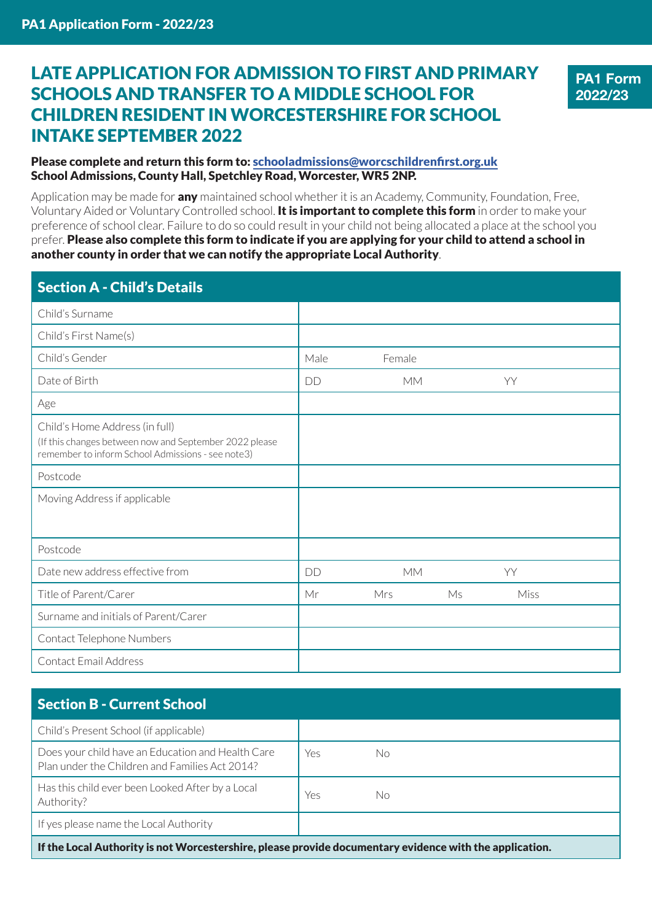PA1 Application Form - 2022/23

# LATE APPLICATION FOR ADMISSION TO FIRST AND PRIMARY SCHOOLS AND TRANSFER TO A MIDDLE SCHOOL FOR CHILDREN RESIDENT IN WORCESTERSHIRE FOR SCHOOL INTAKE SEPTEMBER 2022

**PA1 Form 2022/23**

**Please complete and return this form to: schooladmissions@worcschildrenfirst.org.uk**
**School Admissions, County Hall, Spetchley Road, Worcester, WR5 2NP.**

Application may be made for **any** maintained school whether it is an Academy, Community, Foundation, Free, Voluntary Aided or Voluntary Controlled school. **It is important to complete this form** in order to make your preference of school clear. Failure to do so could result in your child not being allocated a place at the school you prefer. **Please also complete this form to indicate if you are applying for your child to attend a school in another county in order that we can notify the appropriate Local Authority**.

| Section A - Child's Details | |
|---|---|
| Child's Surname | |
| Child's First Name(s) | |
| Child's Gender | Male Female |
| Date of Birth | DD MM YY |
| Age | |
| Child's Home Address (in full) (If this changes between now and September 2022 please remember to inform School Admissions - see note3) | |
| Postcode | |
| Moving Address if applicable | |
| Postcode | |
| Date new address effective from | DD MM YY |
| Title of Parent/Carer | Mr Mrs Ms Miss |
| Surname and initials of Parent/Carer | |
| Contact Telephone Numbers | |
| Contact Email Address | |

| Section B - Current School | |
|---|---|
| Child's Present School (if applicable) | |
| Does your child have an Education and Health Care Plan under the Children and Families Act 2014? | Yes No |
| Has this child ever been Looked After by a Local Authority? | Yes No |
| If yes please name the Local Authority | |
| **If the Local Authority is not Worcestershire, please provide documentary evidence with the application.** | |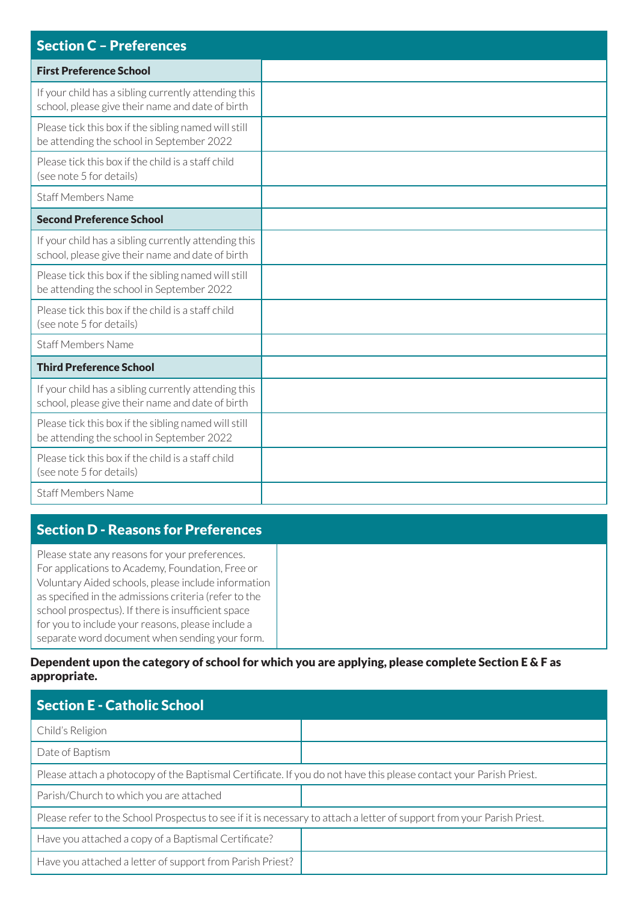## Section C – Preferences

| **First Preference School** | |
|---|---|
| If your child has a sibling currently attending this school, please give their name and date of birth | |
| Please tick this box if the sibling named will still be attending the school in September 2022 | |
| Please tick this box if the child is a staff child (see note 5 for details) | |
| Staff Members Name | |
| **Second Preference School** | |
| If your child has a sibling currently attending this school, please give their name and date of birth | |
| Please tick this box if the sibling named will still be attending the school in September 2022 | |
| Please tick this box if the child is a staff child (see note 5 for details) | |
| Staff Members Name | |
| **Third Preference School** | |
| If your child has a sibling currently attending this school, please give their name and date of birth | |
| Please tick this box if the sibling named will still be attending the school in September 2022 | |
| Please tick this box if the child is a staff child (see note 5 for details) | |
| Staff Members Name | |

## Section D - Reasons for Preferences

| Please state any reasons for your preferences. For applications to Academy, Foundation, Free or Voluntary Aided schools, please include information as specified in the admissions criteria (refer to the school prospectus). If there is insufficient space for you to include your reasons, please include a separate word document when sending your form. | |
|---|---|

**Dependent upon the category of school for which you are applying, please complete Section E & F as appropriate.**

## Section E - Catholic School

| Child's Religion | |
|---|---|
| Date of Baptism | |
| Please attach a photocopy of the Baptismal Certificate. If you do not have this please contact your Parish Priest. | |
| Parish/Church to which you are attached | |
| Please refer to the School Prospectus to see if it is necessary to attach a letter of support from your Parish Priest. | |
| Have you attached a copy of a Baptismal Certificate? | |
| Have you attached a letter of support from Parish Priest? | |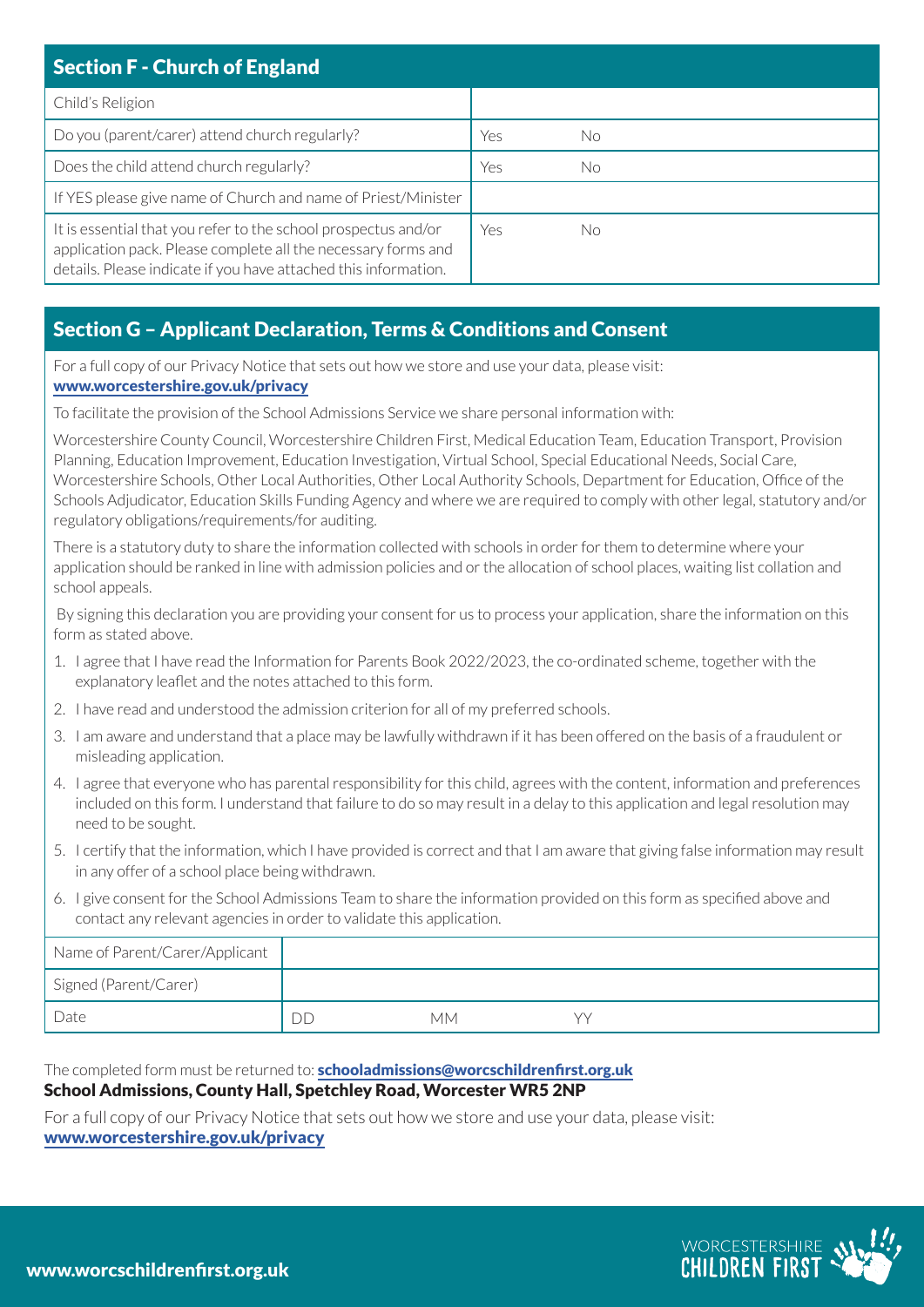## Section F - Church of England

| | | |
|---|---|---|
| Child's Religion | | |
| Do you (parent/carer) attend church regularly? | Yes | No |
| Does the child attend church regularly? | Yes | No |
| If YES please give name of Church and name of Priest/Minister | | |
| It is essential that you refer to the school prospectus and/or application pack. Please complete all the necessary forms and details. Please indicate if you have attached this information. | Yes | No |

## Section G – Applicant Declaration, Terms & Conditions and Consent

For a full copy of our Privacy Notice that sets out how we store and use your data, please visit: **www.worcestershire.gov.uk/privacy**

To facilitate the provision of the School Admissions Service we share personal information with:

Worcestershire County Council, Worcestershire Children First, Medical Education Team, Education Transport, Provision Planning, Education Improvement, Education Investigation, Virtual School, Special Educational Needs, Social Care, Worcestershire Schools, Other Local Authorities, Other Local Authority Schools, Department for Education, Office of the Schools Adjudicator, Education Skills Funding Agency and where we are required to comply with other legal, statutory and/or regulatory obligations/requirements/for auditing.

There is a statutory duty to share the information collected with schools in order for them to determine where your application should be ranked in line with admission policies and or the allocation of school places, waiting list collation and school appeals.

By signing this declaration you are providing your consent for us to process your application, share the information on this form as stated above.

1. I agree that I have read the Information for Parents Book 2022/2023, the co-ordinated scheme, together with the explanatory leaflet and the notes attached to this form.
2. I have read and understood the admission criterion for all of my preferred schools.
3. I am aware and understand that a place may be lawfully withdrawn if it has been offered on the basis of a fraudulent or misleading application.
4. I agree that everyone who has parental responsibility for this child, agrees with the content, information and preferences included on this form. I understand that failure to do so may result in a delay to this application and legal resolution may need to be sought.
5. I certify that the information, which I have provided is correct and that I am aware that giving false information may result in any offer of a school place being withdrawn.
6. I give consent for the School Admissions Team to share the information provided on this form as specified above and contact any relevant agencies in order to validate this application.

| | | | |
|---|---|---|---|
| Name of Parent/Carer/Applicant | | | |
| Signed (Parent/Carer) | | | |
| Date | DD | MM | YY |

The completed form must be returned to: **schooladmissions@worcschildrenfirst.org.uk**
**School Admissions, County Hall, Spetchley Road, Worcester WR5 2NP**

For a full copy of our Privacy Notice that sets out how we store and use your data, please visit: **www.worcestershire.gov.uk/privacy**

www.worcschildrenfirst.org.uk

WORCESTERSHIRE CHILDREN FIRST